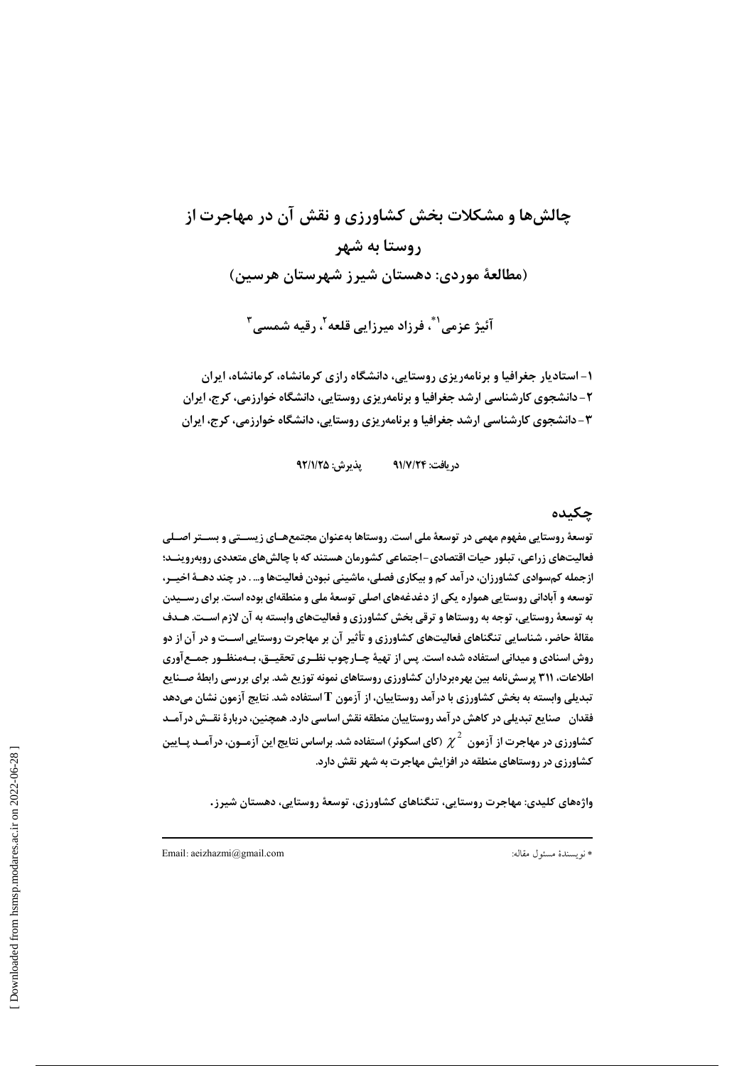# چالش‌ها و مشکلات بخش کشاورزی و نقش آن در مهاجرت از روستا به شهر

## (مطالعهٔ موردی: دهستان شیرز شهرستان هرسین)

**آئیژ عزمی[1*]، فرزاد میرزایی قلعه[2]، رقیه شمسی[3]**

۱- استادیار جغرافیا و برنامه‌ریزی روستایی، دانشگاه رازی کرمانشاه، کرمانشاه، ایران

۲- دانشجوی کارشناسی ارشد جغرافیا و برنامه‌ریزی روستایی، دانشگاه خوارزمی، کرج، ایران

۳- دانشجوی کارشناسی ارشد جغرافیا و برنامه‌ریزی روستایی، دانشگاه خوارزمی، کرج، ایران

دریافت: ۹۱/۷/۲۴ پذیرش: ۹۲/۱/۲۵

## چکیده

توسعهٔ روستایی مفهوم مهمی در توسعهٔ ملی است. روستاها به‌عنوان مجتمع‌های زیستی و بستر اصلی فعالیت‌های زراعی، تبلور حیات اقتصادی-اجتماعی کشورمان هستند که با چالش‌های متعددی روبه‌رویند؛ ازجمله کم‌سوادی کشاورزان، درآمد کم و بیکاری فصلی، ماشینی نبودن فعالیت‌ها و... . در چند دههٔ اخیر، توسعه و آبادانی روستایی همواره یکی از دغدغه‌های اصلی توسعهٔ ملی و منطقه‌ای بوده است. برای رسیدن به توسعهٔ روستایی، توجه به روستاها و ترقی بخش کشاورزی و فعالیت‌های وابسته به آن لازم است. هدف مقالهٔ حاضر، شناسایی تنگناهای فعالیت‌های کشاورزی و تأثیر آن بر مهاجرت روستایی است و در آن از دو روش اسنادی و میدانی استفاده شده است. پس از تهیهٔ چارچوب نظری تحقیق، به‌منظور جمع‌آوری اطلاعات، ۳۱۱ پرسش‌نامه بین بهره‌برداران کشاورزی روستاهای نمونه توزیع شد. برای بررسی رابطهٔ صنایع تبدیلی وابسته به بخش کشاورزی با درآمد روستاییان، از آزمون T استفاده شد. نتایج آزمون نشان می‌دهد فقدان صنایع تبدیلی در کاهش درآمد روستاییان منطقه نقش اساسی دارد. همچنین، دربارهٔ نقش درآمد کشاورزی در مهاجرت از آزمون $\chi^2$ (کای اسکوئر) استفاده شد. براساس نتایج این آزمون، درآمد پایین کشاورزی در روستاهای منطقه در افزایش مهاجرت به شهر نقش دارد.

**واژه‌های کلیدی:** مهاجرت روستایی، تنگناهای کشاورزی، توسعهٔ روستایی، دهستان شیرز.

---

* نویسندهٔ مسئول مقاله: Email: aeizhazmi@gmail.com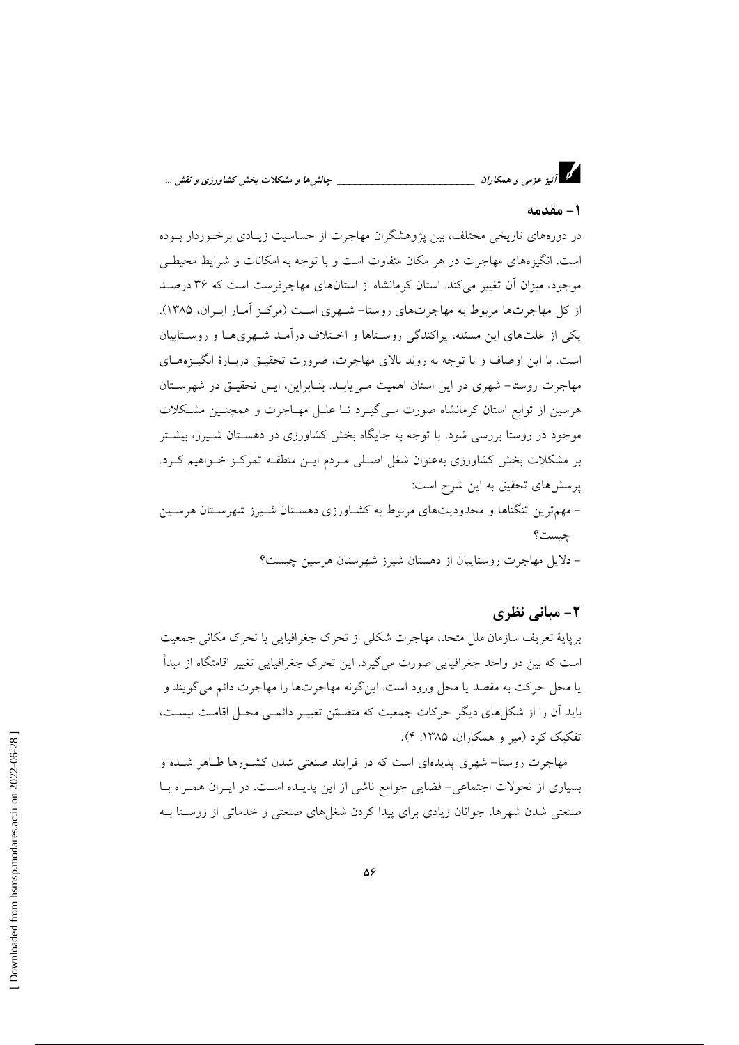## ۱- مقدمه

در دوره‌های تاریخی مختلف، بین پژوهشگران مهاجرت از حساسیت زیادی برخوردار بوده است. انگیزه‌های مهاجرت در هر مکان متفاوت است و با توجه به امکانات و شرایط محیطی موجود، میزان آن تغییر می‌کند. استان کرمانشاه از استان‌های مهاجرفرست است که ۳۶ درصد از کل مهاجرت‌ها مربوط به مهاجرت‌های روستا- شهری است (مرکز آمار ایران، ۱۳۸۵). یکی از علت‌های این مسئله، پراکندگی روستاها و اختلاف درآمد شهری‌ها و روستاییان است. با این اوصاف و با توجه به روند بالای مهاجرت، ضرورت تحقیق دربارهٔ انگیزه‌های مهاجرت روستا- شهری در این استان اهمیت می‌یابد. بنابراین، این تحقیق در شهرستان هرسین از توابع استان کرمانشاه صورت می‌گیرد تا علل مهاجرت و همچنین مشکلات موجود در روستا بررسی شود. با توجه به جایگاه بخش کشاورزی در دهستان شیرز، بیشتر بر مشکلات بخش کشاورزی به‌عنوان شغل اصلی مردم این منطقه تمرکز خواهیم کرد. پرسش‌های تحقیق به این شرح است:

- مهم‌ترین تنگناها و محدودیت‌های مربوط به کشاورزی دهستان شیرز شهرستان هرسین چیست؟
- دلایل مهاجرت روستاییان از دهستان شیرز شهرستان هرسین چیست؟

## ۲- مبانی نظری

برپایهٔ تعریف سازمان ملل متحد، مهاجرت شکلی از تحرک جغرافیایی یا تحرک مکانی جمعیت است که بین دو واحد جغرافیایی صورت می‌گیرد. این تحرک جغرافیایی تغییر اقامتگاه از مبدأ یا محل حرکت به مقصد یا محل ورود است. این‌گونه مهاجرت‌ها را مهاجرت دائم می‌گویند و باید آن را از شکل‌های دیگر حرکات جمعیت که متضمّن تغییر دائمی محل اقامت نیست، تفکیک کرد (میر و همکاران، ۱۳۸۵: ۴).

مهاجرت روستا- شهری پدیده‌ای است که در فرایند صنعتی شدن کشورها ظاهر شده و بسیاری از تحولات اجتماعی- فضایی جوامع ناشی از این پدیده است. در ایران همراه با صنعتی شدن شهرها، جوانان زیادی برای پیدا کردن شغل‌های صنعتی و خدماتی از روستا به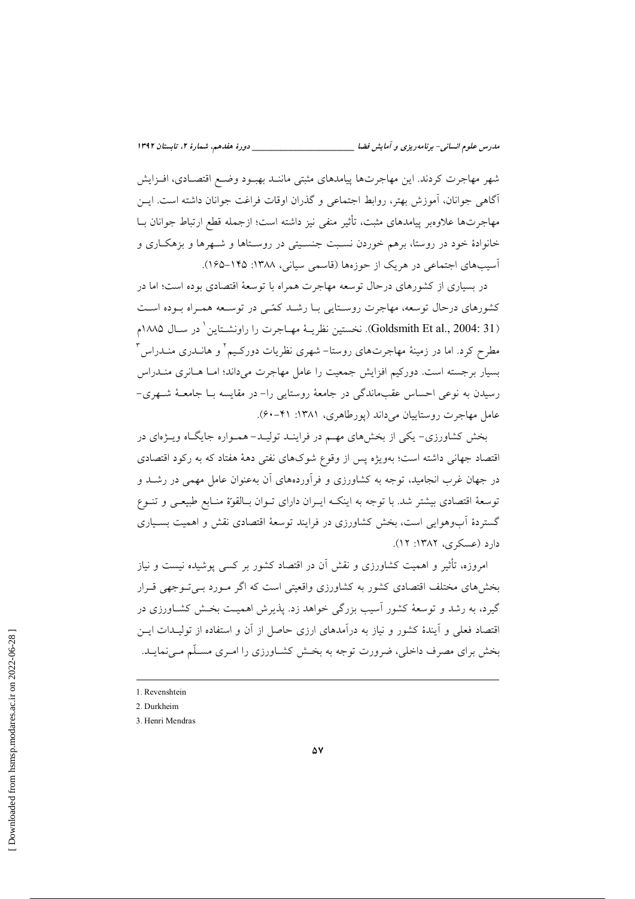شهر مهاجرت کردند. این مهاجرت‌ها پیامدهای مثبتی مانند بهبود وضع اقتصادی، افزایش آگاهی جوانان، آموزش بهتر، روابط اجتماعی و گذران اوقات فراغت جوانان داشته است. این مهاجرت‌ها علاوه‌بر پیامدهای مثبت، تأثیر منفی نیز داشته است؛ ازجمله قطع ارتباط جوانان با خانوادهٔ خود در روستا، برهم خوردن نسبت جنسیتی در روستاها و شهرها و بزهکاری و آسیب‌های اجتماعی در هریک از حوزه‌ها (قاسمی سیانی، ۱۳۸۸: ۱۴۵-۱۶۵).

در بسیاری از کشورهای درحال توسعه مهاجرت همراه با توسعهٔ اقتصادی بوده است؛ اما در کشورهای درحال توسعه، مهاجرت روستایی با رشد کمّی در توسعه همراه بوده است (Goldsmith Et al., 2004: 31). نخستین نظریهٔ مهاجرت را راونشتاین[1] در سال ۱۸۸۵م مطرح کرد. اما در زمینهٔ مهاجرت‌های روستا- شهری نظریات دورکیم[2] و هانری مندراس[3] بسیار برجسته است. دورکیم افزایش جمعیت را عامل مهاجرت می‌داند؛ اما هانری مندراس رسیدن به نوعی احساس عقب‌ماندگی در جامعهٔ روستایی را- در مقایسه با جامعهٔ شهری- عامل مهاجرت روستاییان می‌داند (پورطاهری، ۱۳۸۱: ۴۱-۶۰).

بخش کشاورزی- یکی از بخش‌های مهم در فرایند تولید- همواره جایگاه ویژه‌ای در اقتصاد جهانی داشته است؛ به‌ویژه پس از وقوع شوک‌های نفتی دههٔ هفتاد که به رکود اقتصادی در جهان غرب انجامید، توجه به کشاورزی و فرآورده‌های آن به‌عنوان عامل مهمی در رشد و توسعهٔ اقتصادی بیشتر شد. با توجه به اینکه ایران دارای توان بالقوهٔ منابع طبیعی و تنوع گستردهٔ آب‌وهوایی است، بخش کشاورزی در فرایند توسعهٔ اقتصادی نقش و اهمیت بسیاری دارد (عسکری، ۱۳۸۲: ۱۲).

امروزه، تأثیر و اهمیت کشاورزی و نقش آن در اقتصاد کشور بر کسی پوشیده نیست و نیاز بخش‌های مختلف اقتصادی کشور به کشاورزی واقعیتی است که اگر مورد بی‌توجهی قرار گیرد، به رشد و توسعهٔ کشور آسیب بزرگی خواهد زد. پذیرش اهمیت بخش کشاورزی در اقتصاد فعلی و آیندهٔ کشور و نیاز به درآمدهای ارزی حاصل از آن و استفاده از تولیدات این بخش برای مصرف داخلی، ضرورت توجه به بخش کشاورزی را امری مسلّم می‌نماید.

---

1. Revenshtein
2. Durkheim
3. Henri Mendras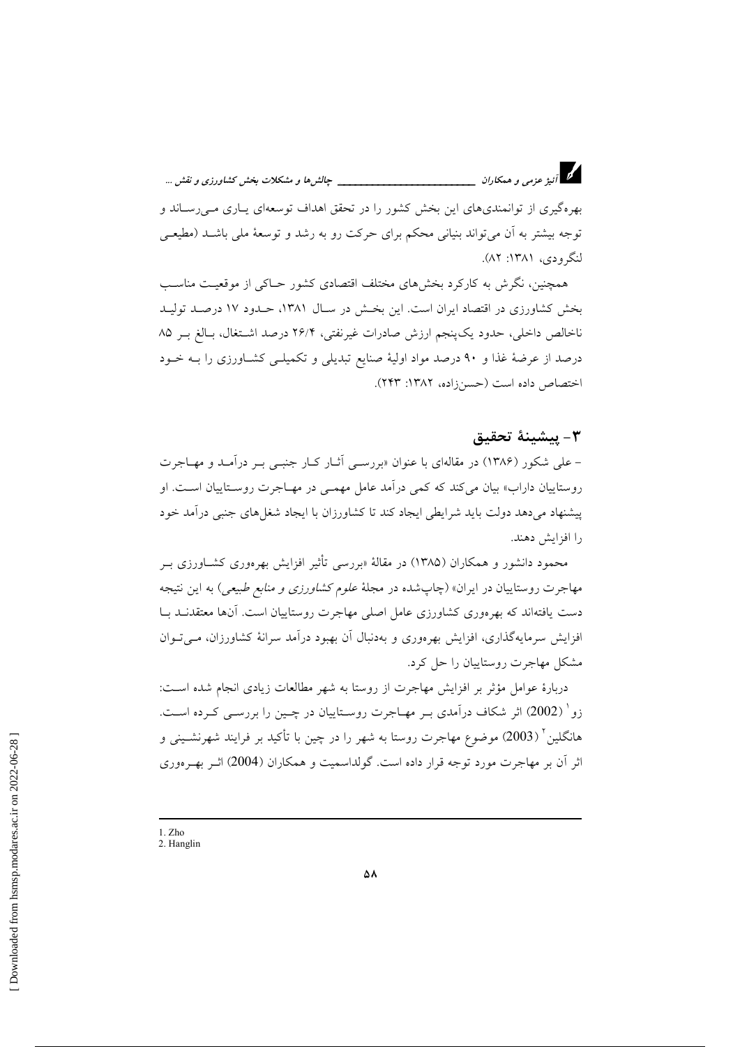بهره‌گیری از توانمندی‌های این بخش کشور را در تحقق اهداف توسعه‌ای یاری می‌رساند و توجه بیشتر به آن می‌تواند بنیانی محکم برای حرکت رو به رشد و توسعهٔ ملی باشد (مطیعی لنگرودی، ۱۳۸۱: ۸۲).

همچنین، نگرش به کارکرد بخش‌های مختلف اقتصادی کشور حاکی از موقعیت مناسب بخش کشاورزی در اقتصاد ایران است. این بخش در سال ۱۳۸۱، حدود ۱۷ درصد تولید ناخالص داخلی، حدود یک‌پنجم ارزش صادرات غیرنفتی، ۲۶/۴ درصد اشتغال، بالغ بر ۸۵ درصد از عرضهٔ غذا و ۹۰ درصد مواد اولیهٔ صنایع تبدیلی و تکمیلی کشاورزی را به خود اختصاص داده است (حسن‌زاده، ۱۳۸۲: ۲۴۳).

## ۳- پیشینهٔ تحقیق

- علی شکور (۱۳۸۶) در مقاله‌ای با عنوان «بررسی آثار کار جنبی بر درآمد و مهاجرت روستاییان داراب» بیان می‌کند که کمی درآمد عامل مهمی در مهاجرت روستاییان است. او پیشنهاد می‌دهد دولت باید شرایطی ایجاد کند تا کشاورزان با ایجاد شغل‌های جنبی درآمد خود را افزایش دهند.

محمود دانشور و همکاران (۱۳۸۵) در مقالهٔ «بررسی تأثیر افزایش بهره‌وری کشاورزی بر مهاجرت روستاییان در ایران» (چاپ‌شده در مجلهٔ *علوم کشاورزی و منابع طبیعی*) به این نتیجه دست یافته‌اند که بهره‌وری کشاورزی عامل اصلی مهاجرت روستاییان است. آن‌ها معتقدند با افزایش سرمایه‌گذاری، افزایش بهره‌وری و به‌دنبال آن بهبود درآمد سرانهٔ کشاورزان، می‌توان مشکل مهاجرت روستاییان را حل کرد.

دربارهٔ عوامل مؤثر بر افزایش مهاجرت از روستا به شهر مطالعات زیادی انجام شده است: زو[1] (2002) اثر شکاف درآمدی بر مهاجرت روستاییان در چین را بررسی کرده است. هانگلین[2] (2003) موضوع مهاجرت روستا به شهر را در چین با تأکید بر فرایند شهرنشینی و اثر آن بر مهاجرت مورد توجه قرار داده است. گولداسمیت و همکاران (2004) اثر بهره‌وری

---

1. Zho
2. Hanglin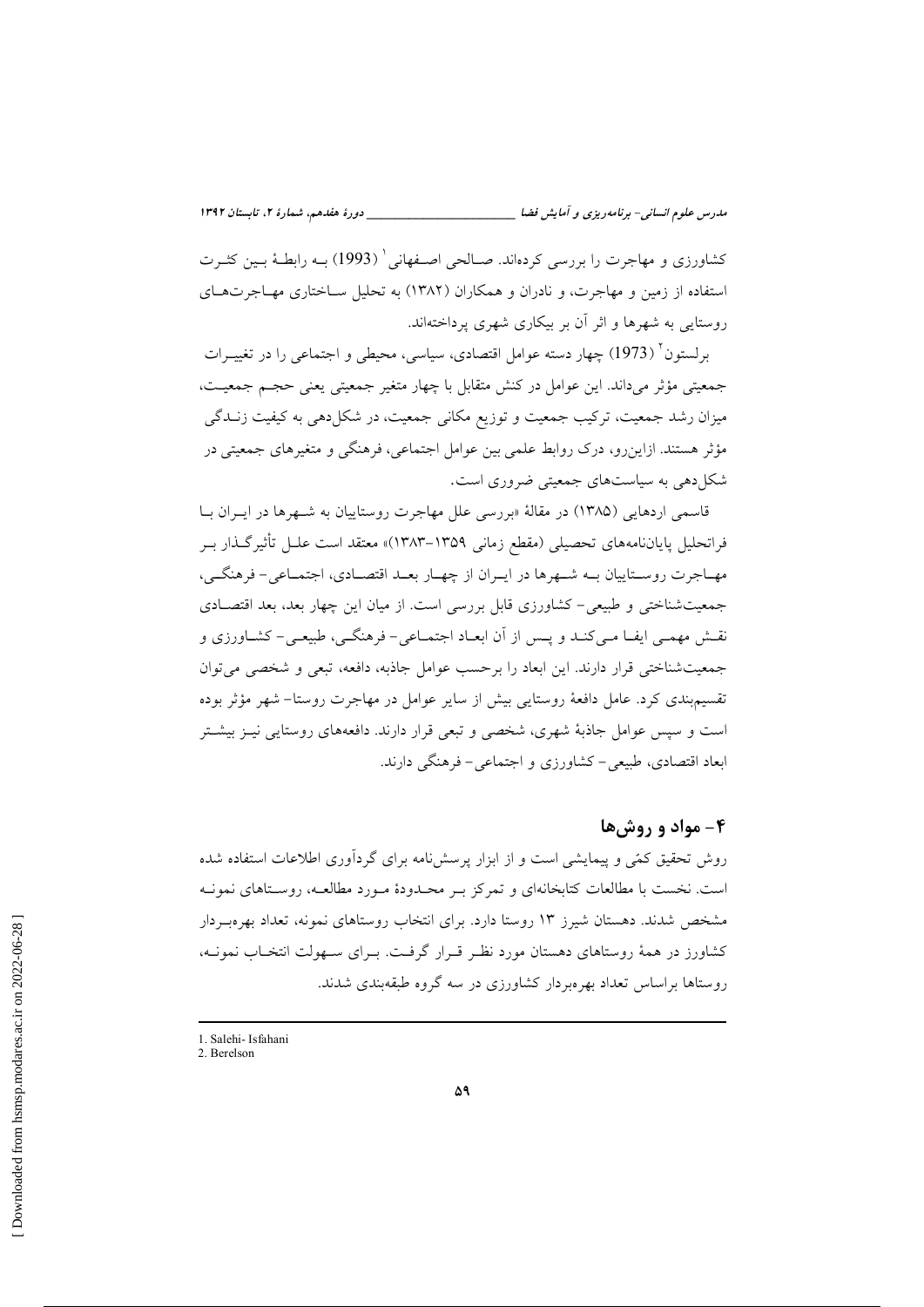کشاورزی و مهاجرت را بررسی کرده‌اند. صالحی اصفهانی[1] (1993) به رابطهٔ بین کثرت استفاده از زمین و مهاجرت، و نادران و همکاران (۱۳۸۲) به تحلیل ساختاری مهاجرت‌های روستایی به شهرها و اثر آن بر بیکاری شهری پرداخته‌اند.

برلستون[2] (1973) چهار دسته عوامل اقتصادی، سیاسی، محیطی و اجتماعی را در تغییرات جمعیتی مؤثر می‌داند. این عوامل در کنش متقابل با چهار متغیر جمعیتی یعنی حجم جمعیت، میزان رشد جمعیت، ترکیب جمعیت و توزیع مکانی جمعیت، در شکل‌دهی به کیفیت زندگی مؤثر هستند. ازاین‌رو، درک روابط علمی بین عوامل اجتماعی، فرهنگی و متغیرهای جمعیتی در شکل‌دهی به سیاست‌های جمعیتی ضروری است.

قاسمی اردهایی (۱۳۸۵) در مقالهٔ «بررسی علل مهاجرت روستاییان به شهرها در ایران با فراتحلیل پایان‌نامه‌های تحصیلی (مقطع زمانی ۱۳۵۹-۱۳۸۳)» معتقد است علل تأثیرگذار بر مهاجرت روستاییان به شهرها در ایران از چهار بعد اقتصادی، اجتماعی- فرهنگی، جمعیت‌شناختی و طبیعی- کشاورزی قابل بررسی است. از میان این چهار بعد، بعد اقتصادی نقش مهمی ایفا می‌کند و پس از آن ابعاد اجتماعی- فرهنگی، طبیعی- کشاورزی و جمعیت‌شناختی قرار دارند. این ابعاد را برحسب عوامل جاذبه، دافعه، تبعی و شخصی می‌توان تقسیم‌بندی کرد. عامل دافعهٔ روستایی بیش از سایر عوامل در مهاجرت روستا- شهر مؤثر بوده است و سپس عوامل جاذبهٔ شهری، شخصی و تبعی قرار دارند. دافعه‌های روستایی نیز بیشتر ابعاد اقتصادی، طبیعی- کشاورزی و اجتماعی- فرهنگی دارند.

## ۴- مواد و روش‌ها

روش تحقیق کمّی و پیمایشی است و از ابزار پرسش‌نامه برای گردآوری اطلاعات استفاده شده است. نخست با مطالعات کتابخانه‌ای و تمرکز بر محدودهٔ مورد مطالعه، روستاهای نمونه مشخص شدند. دهستان شیرز ۱۳ روستا دارد. برای انتخاب روستاهای نمونه، تعداد بهره‌بردار کشاورز در همهٔ روستاهای دهستان مورد نظر قرار گرفت. برای سهولت انتخاب نمونه، روستاها براساس تعداد بهره‌بردار کشاورزی در سه گروه طبقه‌بندی شدند.

---

1. Salehi- Isfahani
2. Berelson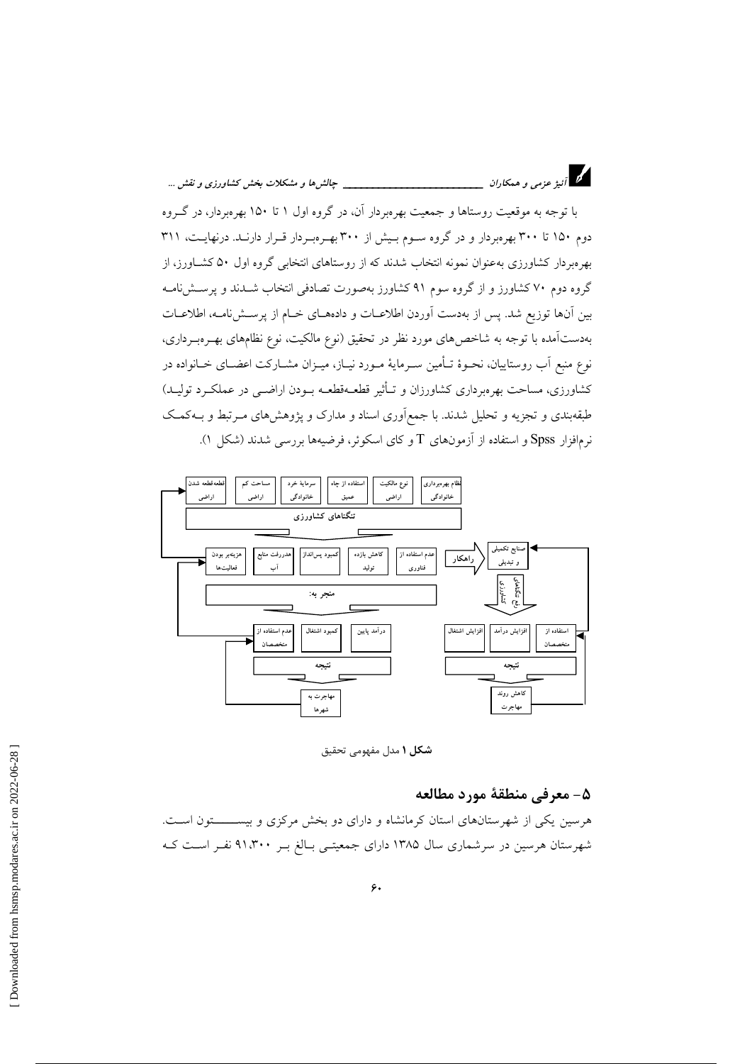با توجه به موقعیت روستاها و جمعیت بهره‌بردار آن، در گروه اول ۱ تا ۱۵۰ بهره‌بردار، در گروه دوم ۱۵۰ تا ۳۰۰ بهره‌بردار و در گروه سوم بیش از ۳۰۰ بهره‌بردار قرار دارند. درنهایت، ۳۱۱ بهره‌بردار کشاورزی به‌عنوان نمونه انتخاب شدند که از روستاهای انتخابی گروه اول ۵۰ کشاورز، از گروه دوم ۷۰ کشاورز و از گروه سوم ۹۱ کشاورز به‌صورت تصادفی انتخاب شدند و پرسش‌نامه بین آن‌ها توزیع شد. پس از به‌دست آوردن اطلاعات و داده‌های خام از پرسش‌نامه، اطلاعات به‌دست‌آمده با توجه به شاخص‌های مورد نظر در تحقیق (نوع مالکیت، نوع نظام‌های بهره‌برداری، نوع منبع آب روستاییان، نحوهٔ تأمین سرمایهٔ مورد نیاز، میزان مشارکت اعضای خانواده در کشاورزی، مساحت بهره‌برداری کشاورزان و تأثیر قطعه‌قطعه بودن اراضی در عملکرد تولید) طبقه‌بندی و تجزیه و تحلیل شدند. با جمع‌آوری اسناد و مدارک و پژوهش‌های مرتبط و به‌کمک نرم‌افزار Spss و استفاده از آزمون‌های T و کای اسکوئر، فرضیه‌ها بررسی شدند (شکل ۱).

**شکل ۱** مدل مفهومی تحقیق

## ۵- معرفی منطقهٔ مورد مطالعه

هرسین یکی از شهرستان‌های استان کرمانشاه و دارای دو بخش مرکزی و بیستون است. شهرستان هرسین در سرشماری سال ۱۳۸۵ دارای جمعیتی بالغ بر ۹۱،۳۰۰ نفر است که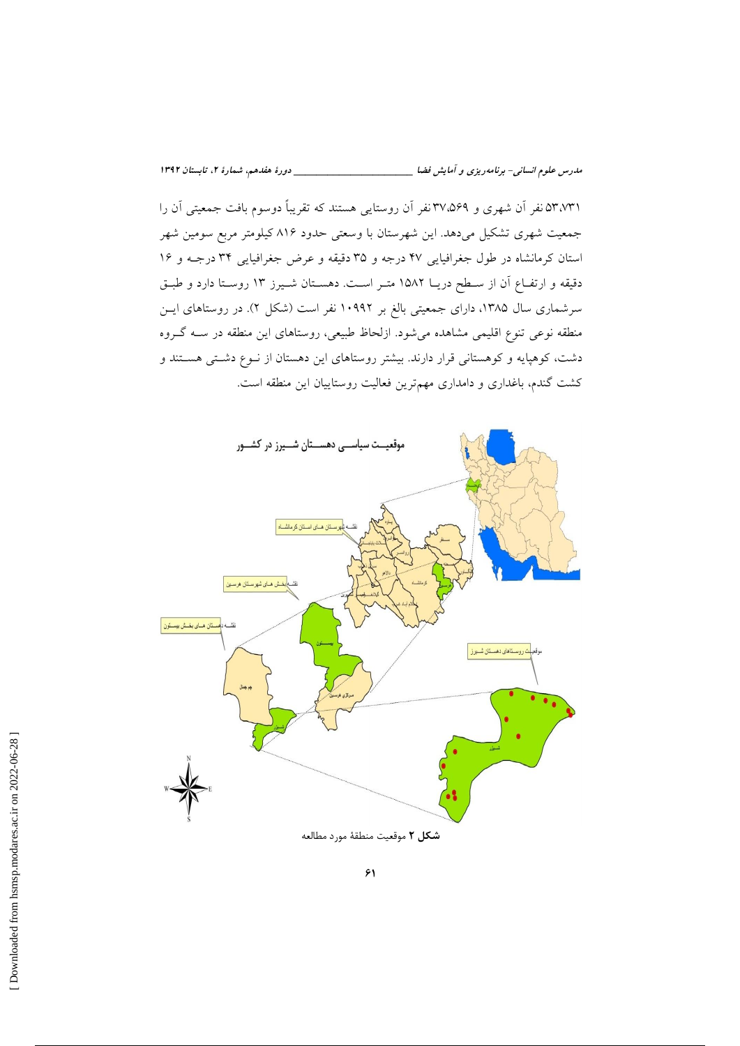۵۳،۷۳۱ نفر آن شهری و ۳۷،۵۶۹ نفر آن روستایی هستند که تقریباً دوسوم بافت جمعیتی آن را جمعیت شهری تشکیل می‌دهد. این شهرستان با وسعتی حدود ۸۱۶ کیلومتر مربع سومین شهر استان کرمانشاه در طول جغرافیایی ۴۷ درجه و ۳۵ دقیقه و عرض جغرافیایی ۳۴ درجه و ۱۶ دقیقه و ارتفاع آن از سطح دریا ۱۵۸۲ متر است. دهستان شیرز ۱۳ روستا دارد و طبق سرشماری سال ۱۳۸۵، دارای جمعیتی بالغ بر ۱۰۹۹۲ نفر است (شکل ۲). در روستاهای این منطقه نوعی تنوع اقلیمی مشاهده می‌شود. ازلحاظ طبیعی، روستاهای این منطقه در سه گروه دشت، کوهپایه و کوهستانی قرار دارند. بیشتر روستاهای این دهستان از نوع دشتی هستند و کشت گندم، باغداری و دامداری مهم‌ترین فعالیت روستاییان این منطقه است.

**شکل ۲** موقعیت منطقهٔ مورد مطالعه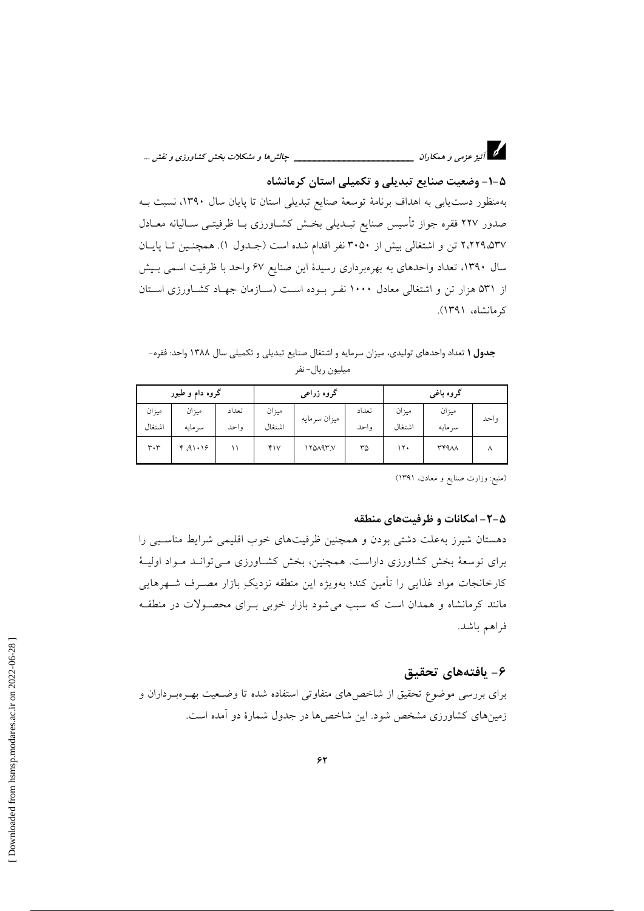### ۵-۱- وضعیت صنایع تبدیلی و تکمیلی استان کرمانشاه

به‌منظور دست‌یابی به اهداف برنامهٔ توسعهٔ صنایع تبدیلی استان تا پایان سال ۱۳۹۰، نسبت به صدور ۲۲۷ فقره جواز تأسیس صنایع تبدیلی بخش کشاورزی با ظرفیتی سالیانه معادل ۲،۲۲۹،۵۳۷ تن و اشتغالی بیش از ۳۰۵۰ نفر اقدام شده است (جدول ۱). همچنین تا پایان سال ۱۳۹۰، تعداد واحدهای به بهره‌برداری رسیدهٔ این صنایع ۶۷ واحد با ظرفیت اسمی بیش از ۵۳۱ هزار تن و اشتغالی معادل ۱۰۰۰ نفر بوده است (سازمان جهاد کشاورزی استان کرمانشاه، ۱۳۹۱).

**جدول ۱** تعداد واحدهای تولیدی، میزان سرمایه و اشتغال صنایع تبدیلی و تکمیلی سال ۱۳۸۸ واحد: فقره- میلیون ریال- نفر

| گروه باغی | | | گروه زراعی | | | گروه دام و طیور | | |
|---|---|---|---|---|---|---|---|---|
| واحد | میزان سرمایه | میزان اشتغال | تعداد واحد | میزان سرمایه | میزان اشتغال | تعداد واحد | میزان سرمایه | میزان اشتغال |
| ۸ | ۳۴۹۸۸ | ۱۲۰ | ۳۵ | ۱۲۵۸۹۳.۷ | ۴۱۷ | ۱۱ | ۴،۹۱۰۱۶ | ۳۰۳ |

(منبع: وزارت صنایع و معادن، ۱۳۹۱)

### ۵-۲- امکانات و ظرفیت‌های منطقه

دهستان شیرز به‌علت دشتی بودن و همچنین ظرفیت‌های خوب اقلیمی شرایط مناسبی را برای توسعهٔ بخش کشاورزی داراست. همچنین، بخش کشاورزی می‌تواند مواد اولیهٔ کارخانجات مواد غذایی را تأمین کند؛ به‌ویژه این منطقه نزدیکِ بازار مصرف شهرهایی مانند کرمانشاه و همدان است که سبب می‌شود بازار خوبی برای محصولات در منطقه فراهم باشد.

## ۶- یافته‌های تحقیق

برای بررسی موضوع تحقیق از شاخص‌های متفاوتی استفاده شده تا وضعیت بهره‌برداران و زمین‌های کشاورزی مشخص شود. این شاخص‌ها در جدول شمارهٔ دو آمده است.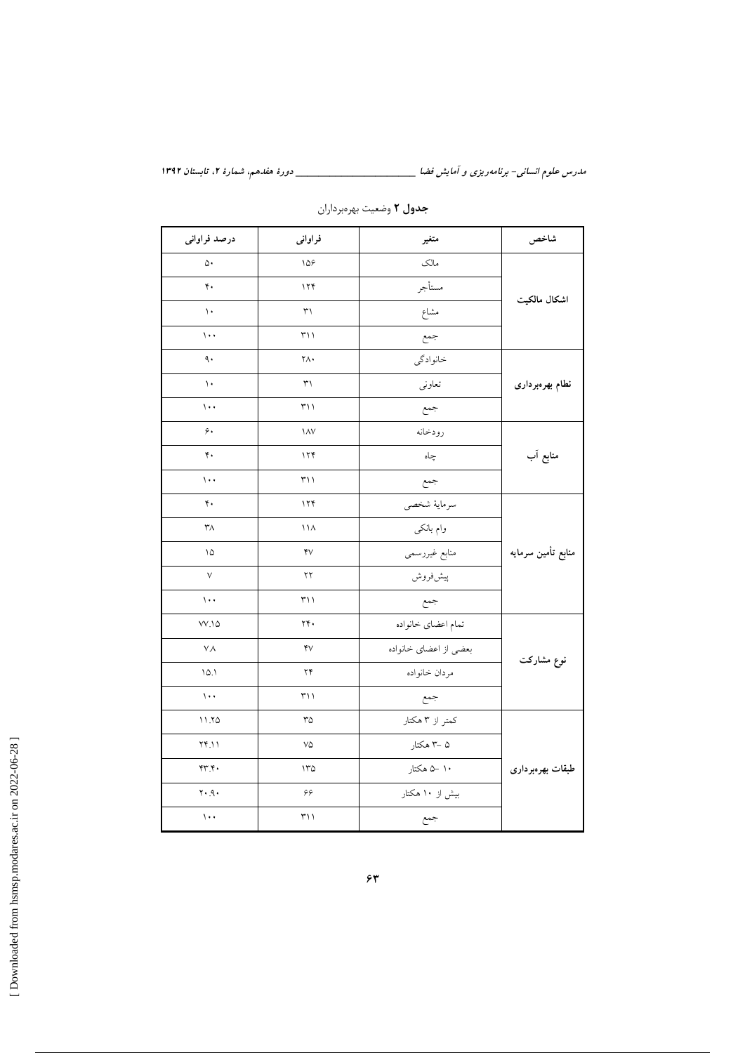**جدول ۲** وضعیت بهره‌برداران

| شاخص | متغیر | فراوانی | درصد فراوانی |
|---|---|---|---|
| اشکال مالکیت | مالک | ۱۵۶ | ۵۰ |
| | مستأجر | ۱۲۴ | ۴۰ |
| | مشاع | ۳۱ | ۱۰ |
| | جمع | ۳۱۱ | ۱۰۰ |
| نظام بهره‌برداری | خانوادگی | ۲۸۰ | ۹۰ |
| | تعاونی | ۳۱ | ۱۰ |
| | جمع | ۳۱۱ | ۱۰۰ |
| منابع آب | رودخانه | ۱۸۷ | ۶۰ |
| | چاه | ۱۲۴ | ۴۰ |
| | جمع | ۳۱۱ | ۱۰۰ |
| منابع تأمین سرمایه | سرمایهٔ شخصی | ۱۲۴ | ۴۰ |
| | وام بانکی | ۱۱۸ | ۳۸ |
| | منابع غیررسمی | ۴۷ | ۱۵ |
| | پیش‌فروش | ۲۲ | ۷ |
| | جمع | ۳۱۱ | ۱۰۰ |
| نوع مشارکت | تمام اعضای خانواده | ۲۴۰ | ۷۷.۱۵ |
| | بعضی از اعضای خانواده | ۴۷ | ۷.۸ |
| | مردان خانواده | ۲۴ | ۱۵.۱ |
| | جمع | ۳۱۱ | ۱۰۰ |
| طبقات بهره‌برداری | کمتر از ۳ هکتار | ۳۵ | ۱۱.۲۵ |
| | ۵ -۳ هکتار | ۷۵ | ۲۴.۱۱ |
| | ۱۰ -۵ هکتار | ۱۳۵ | ۴۳.۴۰ |
| | بیش از ۱۰ هکتار | ۶۶ | ۲۰.۹۰ |
| | جمع | ۳۱۱ | ۱۰۰ |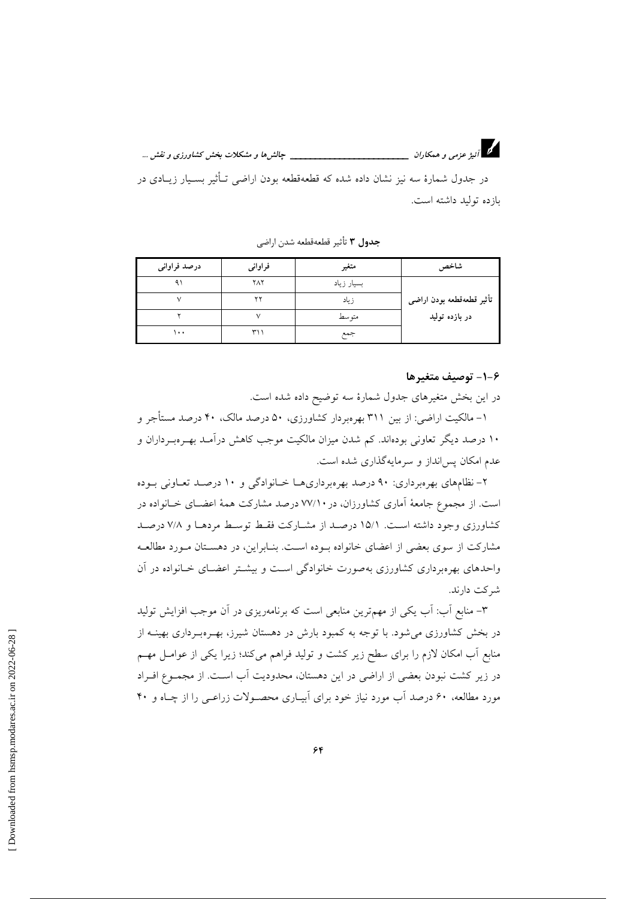در جدول شمارهٔ سه نیز نشان داده شده که قطعه‌قطعه بودن اراضی تـأثیر بسـیار زیـادی در بازده تولید داشته است.

**جدول ۳** تأثیر قطعه‌قطعه شدن اراضی

| شاخص | متغیر | فراوانی | درصد فراوانی |
|---|---|---|---|
| تأثیر قطعه‌قطعه بودن اراضی در بازده تولید | بسیار زیاد | ۲۸۲ | ۹۱ |
| | زیاد | ۲۲ | ۷ |
| | متوسط | ۷ | ۲ |
| | جمع | ۳۱۱ | ۱۰۰ |

### ۶-۱- توصیف متغیرها

در این بخش متغیرهای جدول شمارهٔ سه توضیح داده شده است.

۱- مالکیت اراضی: از بین ۳۱۱ بهره‌بردار کشاورزی، ۵۰ درصد مالک، ۴۰ درصد مستأجر و ۱۰ درصد دیگر تعاونی بوده‌اند. کم شدن میزان مالکیت موجب کاهش درآمـد بهـره‌بـرداران و عدم امکان پس‌انداز و سرمایه‌گذاری شده است.

۲- نظام‌های بهره‌برداری: ۹۰ درصد بهره‌برداری‌هـا خـانوادگی و ۱۰ درصـد تعـاونی بـوده است. از مجموع جامعهٔ آماری کشاورزان، در ۷۷/۱۰ درصد مشارکت همهٔ اعضـای خـانواده در کشاورزی وجود داشته اسـت. ۱۵/۱ درصـد از مشـارکت فقـط توسـط مردهـا و ۷/۸ درصـد مشارکت از سوی بعضی از اعضای خانواده بـوده اسـت. بنـابراین، در دهسـتان مـورد مطالعـه واحدهای بهره‌برداری کشاورزی به‌صورت خانوادگی اسـت و بیشـتر اعضـای خـانواده در آن شرکت دارند.

۳- منابع آب: آب یکی از مهم‌ترین منابعی است که برنامه‌ریزی در آن موجب افزایش تولید در بخش کشاورزی می‌شود. با توجه به کمبود بارش در دهستان شیرز، بهـره‌بـرداری بهینـه از منابع آب امکان لازم را برای سطح زیر کشت و تولید فراهم می‌کند؛ زیرا یکی از عوامـل مهـم در زیر کشت نبودن بعضی از اراضی در این دهستان، محدودیت آب اسـت. از مجمـوع افـراد مورد مطالعه، ۶۰ درصد آب مورد نیاز خود برای آبیـاری محصـولات زراعـی را از چـاه و ۴۰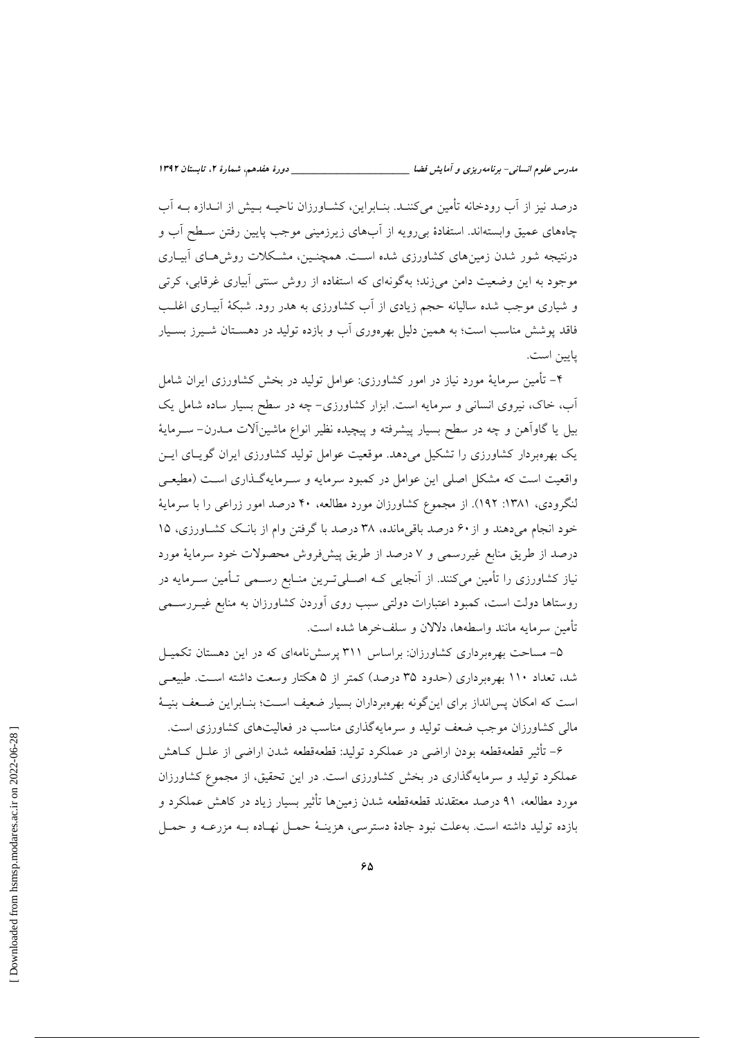درصد نیز از آب رودخانه تأمین می‌کنند. بنابراین، کشاورزان ناحیه بیش از اندازه به آب چاه‌های عمیق وابسته‌اند. استفادهٔ بی‌رویه از آب‌های زیرزمینی موجب پایین رفتن سطح آب و درنتیجه شور شدن زمین‌های کشاورزی شده است. همچنین، مشکلات روش‌های آبیاری موجود به این وضعیت دامن می‌زند؛ به‌گونه‌ای که استفاده از روش سنتی آبیاری غرقابی، کرتی و شیاری موجب شده سالیانه حجم زیادی از آب کشاورزی به هدر رود. شبکهٔ آبیاری اغلب فاقد پوشش مناسب است؛ به همین دلیل بهره‌وری آب و بازده تولید در دهستان شیرز بسیار پایین است.

۴- تأمین سرمایهٔ مورد نیاز در امور کشاورزی: عوامل تولید در بخش کشاورزی ایران شامل آب، خاک، نیروی انسانی و سرمایه است. ابزار کشاورزی- چه در سطح بسیار ساده شامل یک بیل یا گاوآهن و چه در سطح بسیار پیشرفته و پیچیده نظیر انواع ماشین‌آلات مدرن- سرمایهٔ یک بهره‌بردار کشاورزی را تشکیل می‌دهد. موقعیت عوامل تولید کشاورزی ایران گویای این واقعیت است که مشکل اصلی این عوامل در کمبود سرمایه و سرمایه‌گذاری است (مطیعی لنگرودی، ۱۳۸۱: ۱۹۲). از مجموع کشاورزان مورد مطالعه، ۴۰ درصد امور زراعی را با سرمایهٔ خود انجام می‌دهند و از ۶۰ درصد باقی‌مانده، ۳۸ درصد با گرفتن وام از بانک کشاورزی، ۱۵ درصد از طریق منابع غیررسمی و ۷ درصد از طریق پیش‌فروش محصولات خود سرمایهٔ مورد نیاز کشاورزی را تأمین می‌کنند. از آنجایی که اصلی‌ترین منابع رسمی تأمین سرمایه در روستاها دولت است، کمبود اعتبارات دولتی سبب روی آوردن کشاورزان به منابع غیررسمی تأمین سرمایه مانند واسطه‌ها، دلالان و سلف‌خرها شده است.

۵- مساحت بهره‌برداری کشاورزان: براساس ۳۱۱ پرسش‌نامه‌ای که در این دهستان تکمیل شد، تعداد ۱۱۰ بهره‌برداری (حدود ۳۵ درصد) کمتر از ۵ هکتار وسعت داشته است. طبیعی است که امکان پس‌انداز برای این‌گونه بهره‌برداران بسیار ضعیف است؛ بنابراین ضعف بنیهٔ مالی کشاورزان موجب ضعف تولید و سرمایه‌گذاری مناسب در فعالیت‌های کشاورزی است.

۶- تأثیر قطعه‌قطعه بودن اراضی در عملکرد تولید: قطعه‌قطعه شدن اراضی از علل کاهش عملکرد تولید و سرمایه‌گذاری در بخش کشاورزی است. در این تحقیق، از مجموع کشاورزان مورد مطالعه، ۹۱ درصد معتقدند قطعه‌قطعه شدن زمین‌ها تأثیر بسیار زیاد در کاهش عملکرد و بازده تولید داشته است. به‌علت نبود جادهٔ دسترسی، هزینهٔ حمل نهاده به مزرعه و حمل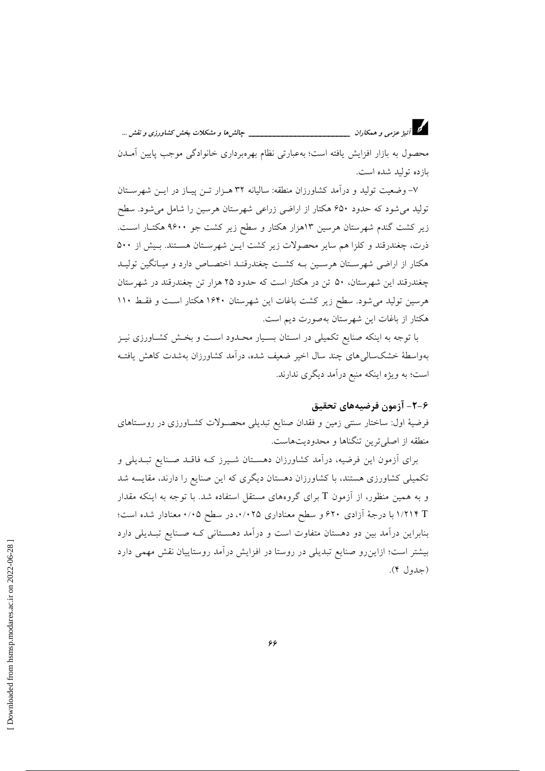محصول به بازار افزایش یافته است؛ به‌عبارتی نظام بهره‌برداری خانوادگی موجب پایین آمدن بازده تولید شده است.

۷- وضعیت تولید و درآمد کشاورزان منطقه: سالیانه ۳۲ هزار تن پیاز در این شهرستان تولید می‌شود که حدود ۶۵۰ هکتار از اراضی زراعی شهرستان هرسین را شامل می‌شود. سطح زیر کشت گندم شهرستان هرسین ۱۳هزار هکتار و سطح زیر کشت جو ۹۶۰۰ هکتار است. ذرت، چغندرقند و کلزا هم سایر محصولات زیر کشت این شهرستان هستند. بیش از ۵۰۰ هکتار از اراضی شهرستان هرسین به کشت چغندرقند اختصاص دارد و میانگین تولید چغندرقند این شهرستان، ۵۰ تن در هکتار است که حدود ۲۵ هزار تن چغندرقند در شهرستان هرسین تولید می‌شود. سطح زیر کشت باغات این شهرستان ۱۶۴۰ هکتار است و فقط ۱۱۰ هکتار از باغات این شهرستان به‌صورت دیم است.

با توجه به اینکه صنایع تکمیلی در استان بسیار محدود است و بخش کشاورزی نیز به‌واسطهٔ خشکسالی‌های چند سال اخیر ضعیف شده، درآمد کشاورزان به‌شدت کاهش یافته است؛ به ویژه اینکه منبع درآمد دیگری ندارند.

## ۶-۲- آزمون فرضیه‌های تحقیق

فرضیهٔ اول: ساختار سنتی زمین و فقدان صنایع تبدیلی محصولات کشاورزی در روستاهای منطقه از اصلی‌ترین تنگناها و محدودیت‌هاست.

برای آزمون این فرضیه، درآمد کشاورزان دهستان شیرز که فاقد صنایع تبدیلی و تکمیلی کشاورزی هستند، با کشاورزان دهستان دیگری که این صنایع را دارند، مقایسه شد و به همین منظور، از آزمون T برای گروه‌های مستقل استفاده شد. با توجه به اینکه مقدار T ۱/۲۱۴ با درجهٔ آزادی ۶۲۰ و سطح معناداری ۰/۰۲۵، در سطح ۰/۰۵ معنادار شده است؛ بنابراین درآمد بین دو دهستان متفاوت است و درآمد دهستانی که صنایع تبدیلی دارد بیشتر است؛ ازاین‌رو صنایع تبدیلی در روستا در افزایش درآمد روستاییان نقش مهمی دارد (جدول ۴).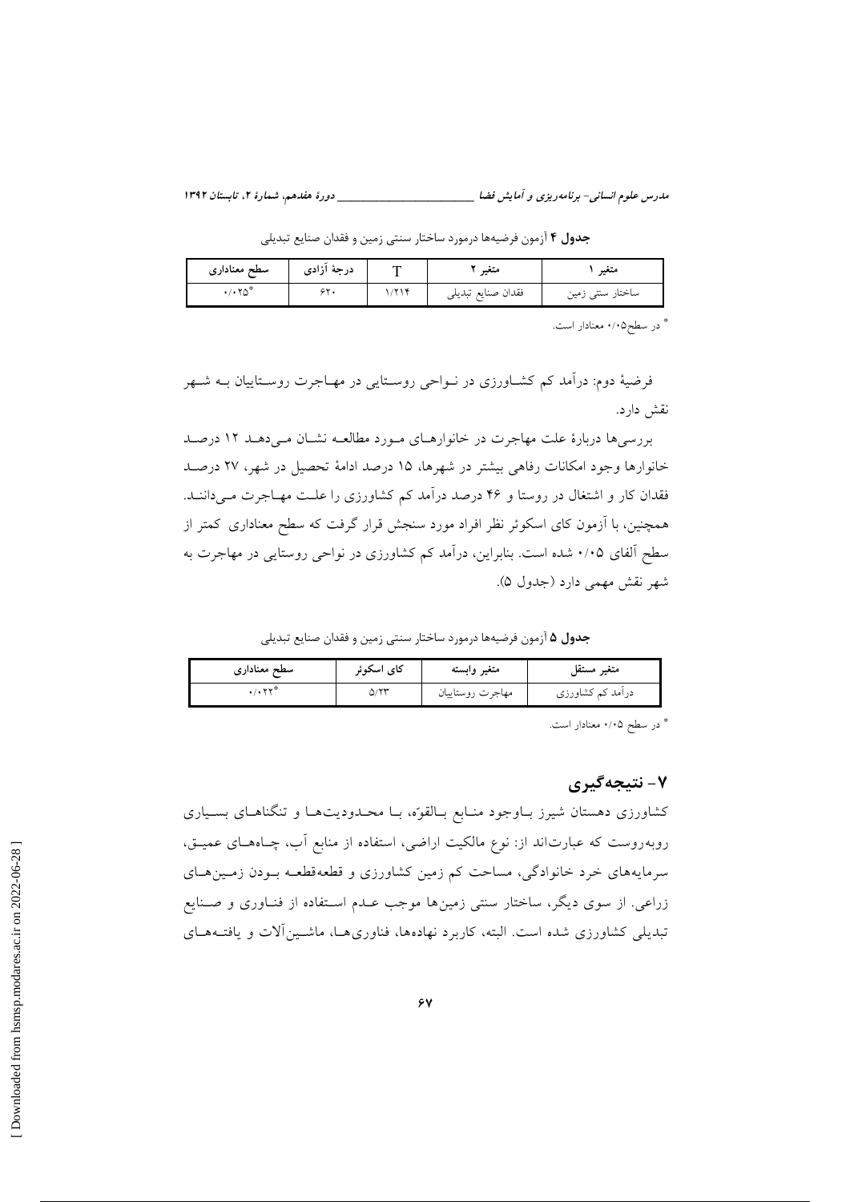**جدول ۴** آزمون فرضیه‌ها درمورد ساختار سنتی زمین و فقدان صنایع تبدیلی

| متغیر ۱ | متغیر ۲ | T | درجهٔ آزادی | سطح معناداری |
|---|---|---|---|---|
| ساختار سنتی زمین | فقدان صنایع تبدیلی | ۱/۲۱۴ | ۶۲۰ | ۰/۰۲۵* |

* در سطح۰/۰۵ معنادار است.

فرضیهٔ دوم: درآمد کم کشاورزی در نواحی روستایی در مهاجرت روستاییان به شهر نقش دارد.

بررسی‌ها دربارهٔ علت مهاجرت در خانوارهای مورد مطالعه نشان می‌دهد ۱۲ درصد خانوارها وجود امکانات رفاهی بیشتر در شهرها، ۱۵ درصد ادامهٔ تحصیل در شهر، ۲۷ درصد فقدان کار و اشتغال در روستا و ۴۶ درصد درآمد کم کشاورزی را علت مهاجرت می‌دانند. همچنین، با آزمون کای اسکوئر نظر افراد مورد سنجش قرار گرفت که سطح معناداری کمتر از سطح آلفای ۰/۰۵ شده است. بنابراین، درآمد کم کشاورزی در نواحی روستایی در مهاجرت به شهر نقش مهمی دارد (جدول ۵).

**جدول ۵** آزمون فرضیه‌ها درمورد ساختار سنتی زمین و فقدان صنایع تبدیلی

| متغیر مستقل | متغیر وابسته | کای اسکوئر | سطح معناداری |
|---|---|---|---|
| درآمد کم کشاورزی | مهاجرت روستاییان | ۵/۲۳ | ۰/۰۲۲* |

* در سطح ۰/۰۵ معنادار است.

## ۷- نتیجه‌گیری

کشاورزی دهستان شیرز باوجود منابع بالقوّه، با محدودیت‌ها و تنگناهای بسیاری روبه‌روست که عبارت‌اند از: نوع مالکیت اراضی، استفاده از منابع آب، چاه‌های عمیق، سرمایه‌های خرد خانوادگی، مساحت کم زمین کشاورزی و قطعه‌قطعه بودن زمین‌های زراعی. از سوی دیگر، ساختار سنتی زمین‌ها موجب عدم استفاده از فناوری و صنایع تبدیلی کشاورزی شده است. البته، کاربرد نهاده‌ها، فناوری‌ها، ماشین‌آلات و یافته‌های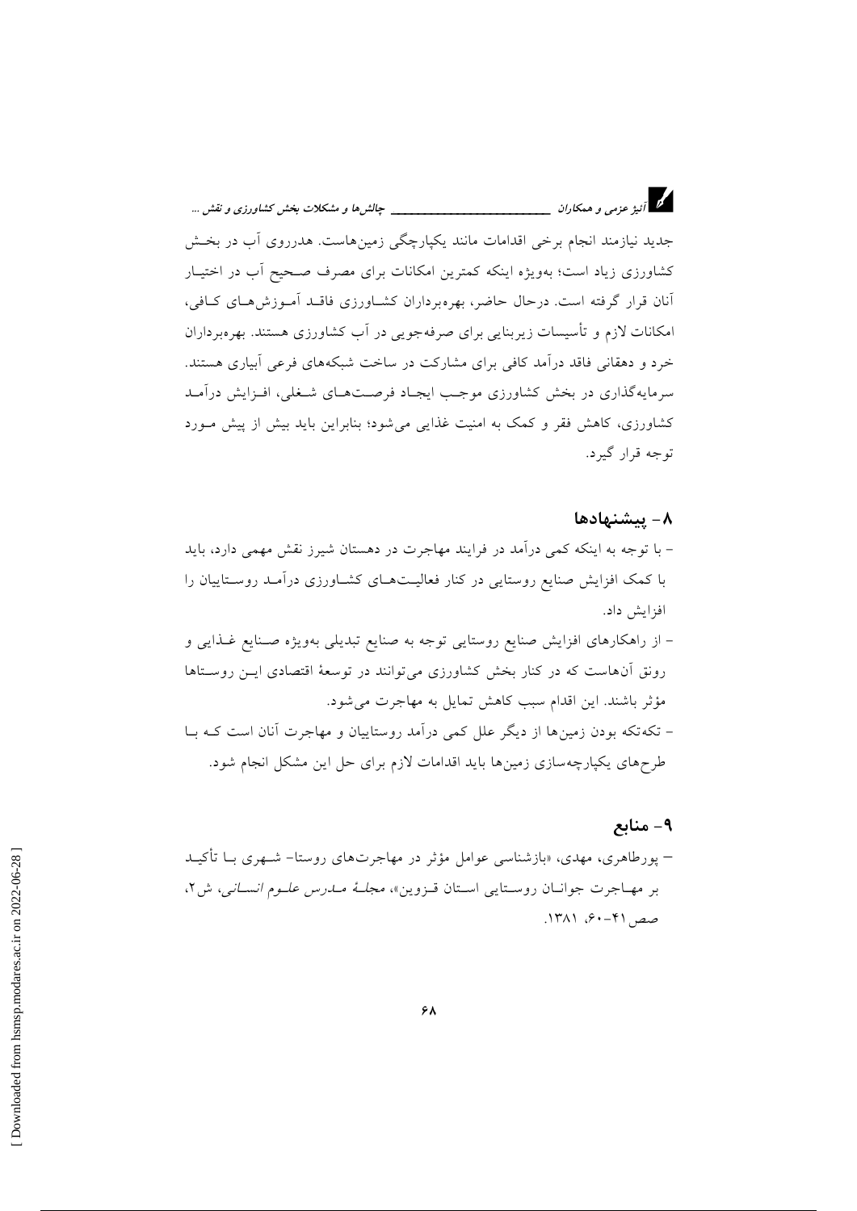جدید نیازمند انجام برخی اقدامات مانند یکپارچگی زمین‌هاست. هدرروی آب در بخش کشاورزی زیاد است؛ به‌ویژه اینکه کمترین امکانات برای مصرف صحیح آب در اختیار آنان قرار گرفته است. درحال حاضر، بهره‌برداران کشاورزی فاقد آموزش‌های کافی، امکانات لازم و تأسیسات زیربنایی برای صرفه‌جویی در آب کشاورزی هستند. بهره‌برداران خرد و دهقانی فاقد درآمد کافی برای مشارکت در ساخت شبکه‌های فرعی آبیاری هستند. سرمایه‌گذاری در بخش کشاورزی موجب ایجاد فرصت‌های شغلی، افزایش درآمد کشاورزی، کاهش فقر و کمک به امنیت غذایی می‌شود؛ بنابراین باید بیش از پیش مورد توجه قرار گیرد.

## ۸- پیشنهادها

- با توجه به اینکه کمی درآمد در فرایند مهاجرت در دهستان شیرز نقش مهمی دارد، باید با کمک افزایش صنایع روستایی در کنار فعالیت‌های کشاورزی درآمد روستاییان را افزایش داد.
- از راهکارهای افزایش صنایع روستایی توجه به صنایع تبدیلی به‌ویژه صنایع غذایی و رونق آن‌هاست که در کنار بخش کشاورزی می‌توانند در توسعهٔ اقتصادی این روستاها مؤثر باشند. این اقدام سبب کاهش تمایل به مهاجرت می‌شود.
- تکه‌تکه بودن زمین‌ها از دیگر علل کمی درآمد روستاییان و مهاجرت آنان است که با طرح‌های یکپارچه‌سازی زمین‌ها باید اقدامات لازم برای حل این مشکل انجام شود.

## ۹- منابع

- پورطاهری، مهدی، «بازشناسی عوامل مؤثر در مهاجرت‌های روستا- شهری با تأکید بر مهاجرت جوانان روستایی استان قزوین»، *مجلهٔ مدرس علوم انسانی*، ش۲، صص ۴۱-۶۰، ۱۳۸۱.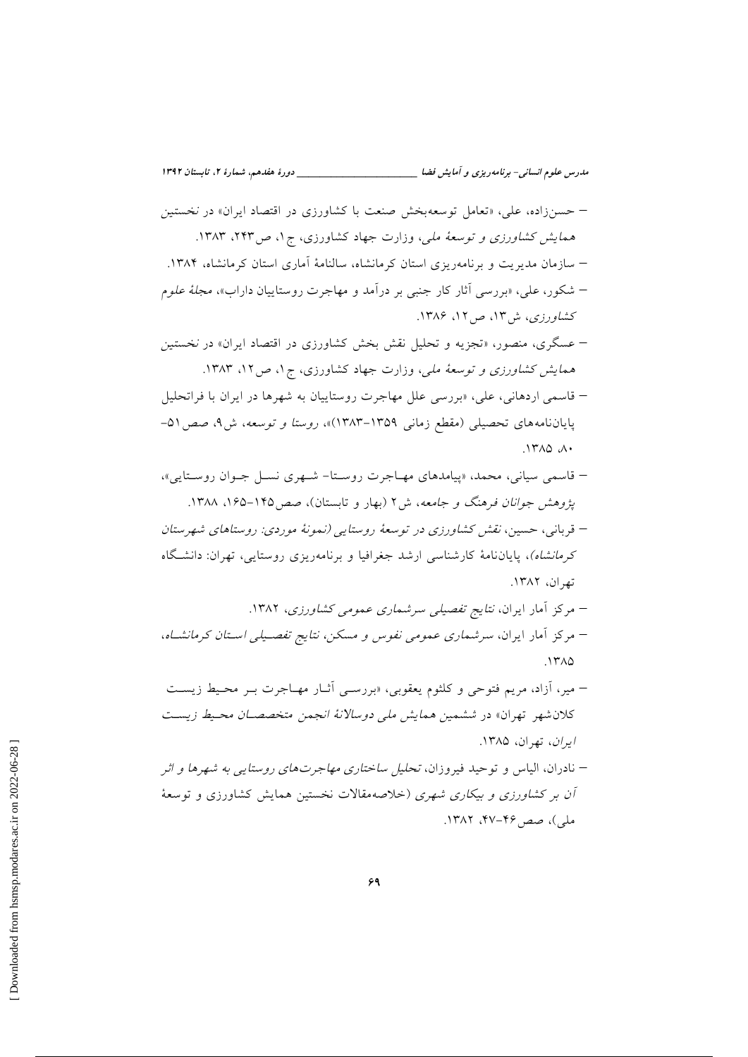- حسن‌زاده، علی، «تعامل توسعه‌بخش صنعت با کشاورزی در اقتصاد ایران» در نخستین *همایش کشاورزی و توسعهٔ ملی*، وزارت جهاد کشاورزی، ج۱، ص۲۴۳، ۱۳۸۳.
- سازمان مدیریت و برنامه‌ریزی استان کرمانشاه، سالنامهٔ آماری استان کرمانشاه، ۱۳۸۴.
- شکور، علی، «بررسی آثار کار جنبی بر درآمد و مهاجرت روستاییان داراب»، *مجلهٔ علوم کشاورزی*، ش۱۳، ص۱۲، ۱۳۸۶.
- عسگری، منصور، «تجزیه و تحلیل نقش بخش کشاورزی در اقتصاد ایران» در نخستین *همایش کشاورزی و توسعهٔ ملی*، وزارت جهاد کشاورزی، ج۱، ص۱۲، ۱۳۸۳.
- قاسمی اردهانی، علی، «بررسی علل مهاجرت روستاییان به شهرها در ایران با فراتحلیل پایان‌نامه‌های تحصیلی (مقطع زمانی ۱۳۵۹-۱۳۸۳)»، *روستا و توسعه*، ش۹، صص۵۱-۸۰، ۱۳۸۵.
- قاسمی سیانی، محمد، «پیامدهای مهاجرت روستا- شهری نسل جوان روستایی»، *پژوهش جوانان فرهنگ و جامعه*، ش۲ (بهار و تابستان)، صص۱۴۵-۱۶۵، ۱۳۸۸.
- قربانی، حسین، *نقش کشاورزی در توسعهٔ روستایی (نمونهٔ موردی: روستاهای شهرستان کرمانشاه)*، پایان‌نامهٔ کارشناسی ارشد جغرافیا و برنامه‌ریزی روستایی، تهران: دانشگاه تهران، ۱۳۸۲.
- مرکز آمار ایران، *نتایج تفصیلی سرشماری عمومی کشاورزی*، ۱۳۸۲.
- مرکز آمار ایران، *سرشماری عمومی نفوس و مسکن، نتایج تفصیلی استان کرمانشاه*، ۱۳۸۵.
- میر، آزاد، مریم فتوحی و کلثوم یعقوبی، «بررسی آثار مهاجرت بر محیط زیست کلان‌شهر تهران» در ششمین *همایش ملی دوسالانهٔ انجمن متخصصان محیط زیست ایران*، تهران، ۱۳۸۵.
- نادران، الیاس و توحید فیروزان، *تحلیل ساختاری مهاجرت‌های روستایی به شهرها و اثر آن بر کشاورزی و بیکاری شهری* (خلاصه‌مقالات نخستین همایش کشاورزی و توسعهٔ ملی)، صص۴۶-۴۷، ۱۳۸۲.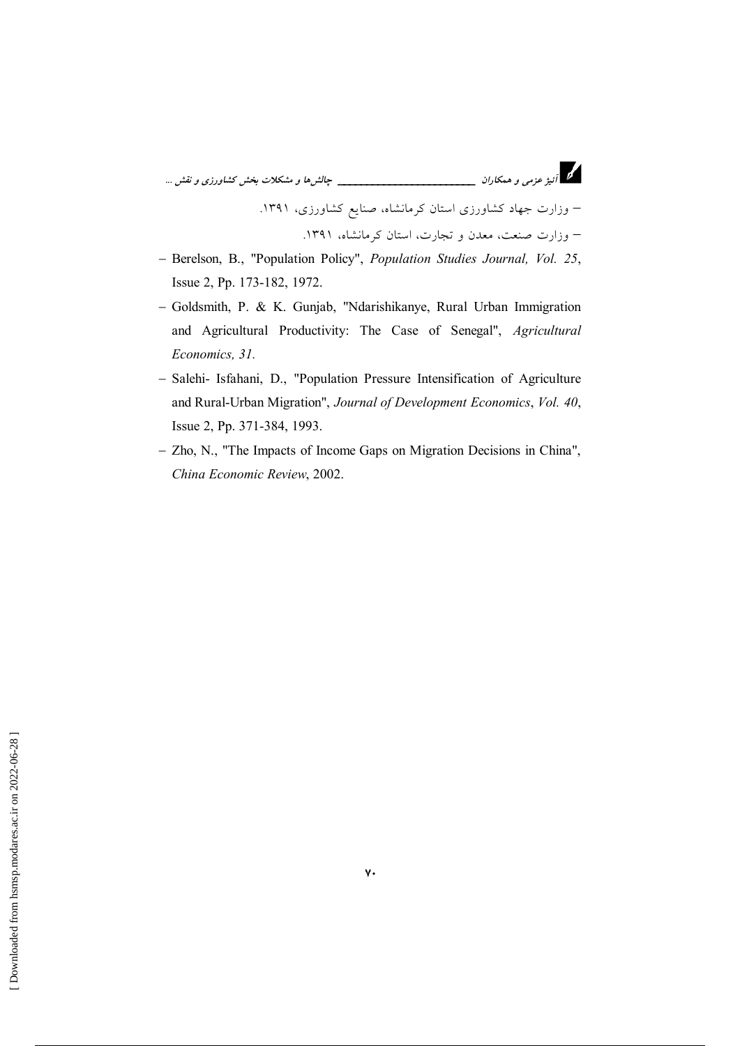– وزارت جهاد کشاورزی استان کرمانشاه، صنایع کشاورزی، ۱۳۹۱.

– وزارت صنعت، معدن و تجارت، استان کرمانشاه، ۱۳۹۱.

- Berelson, B., "Population Policy", *Population Studies Journal, Vol. 25*, Issue 2, Pp. 173-182, 1972.
- Goldsmith, P. & K. Gunjab, "Ndarishikanye, Rural Urban Immigration and Agricultural Productivity: The Case of Senegal", *Agricultural Economics, 31.*
- Salehi- Isfahani, D., "Population Pressure Intensification of Agriculture and Rural-Urban Migration", *Journal of Development Economics*, *Vol. 40*, Issue 2, Pp. 371-384, 1993.
- Zho, N., "The Impacts of Income Gaps on Migration Decisions in China", *China Economic Review*, 2002.